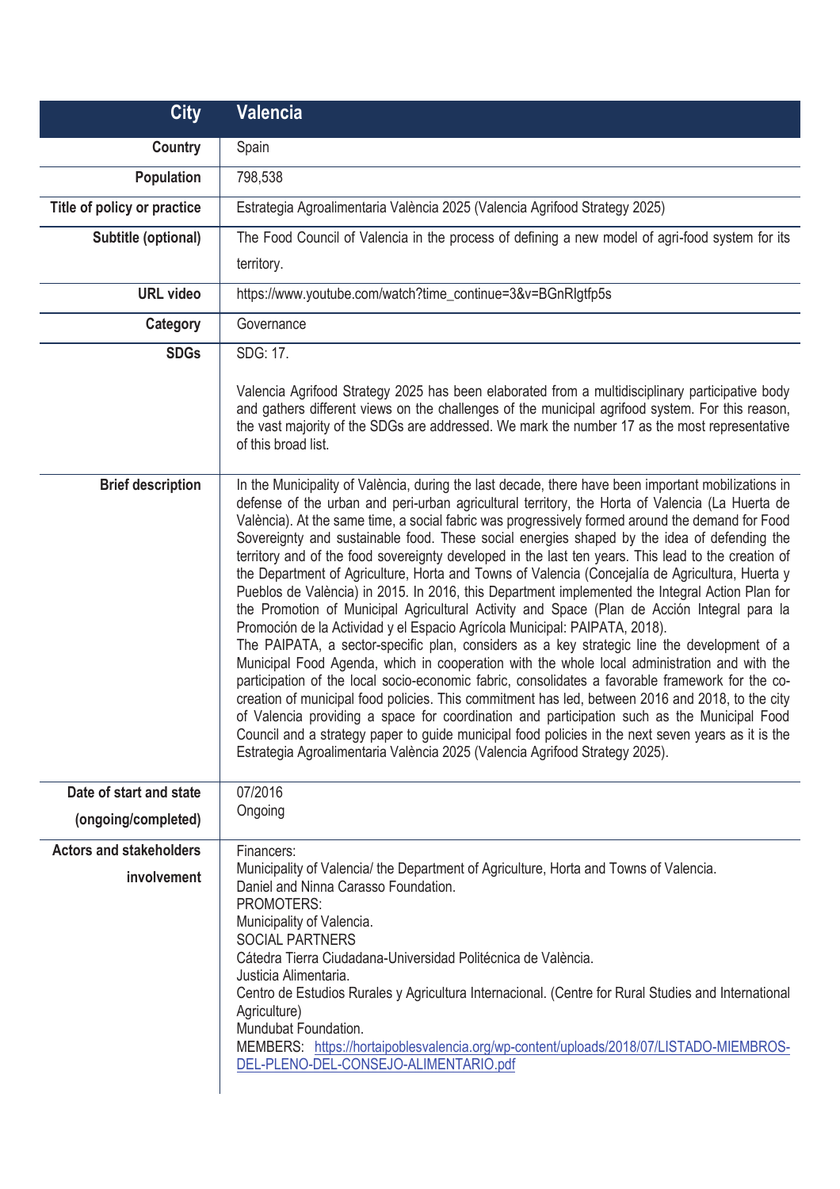| City | Valencia |
|---|---|
| Country | Spain |
| Population | 798,538 |
| Title of policy or practice | Estrategia Agroalimentaria València 2025 (Valencia Agrifood Strategy 2025) |
| Subtitle (optional) | The Food Council of Valencia in the process of defining a new model of agri-food system for its territory. |
| URL video | https://www.youtube.com/watch?time_continue=3&v=BGnRlgtfp5s |
| Category | Governance |
| SDGs | SDG: 17.<br><br>Valencia Agrifood Strategy 2025 has been elaborated from a multidisciplinary participative body and gathers different views on the challenges of the municipal agrifood system. For this reason, the vast majority of the SDGs are addressed. We mark the number 17 as the most representative of this broad list. |
| Brief description | In the Municipality of València, during the last decade, there have been important mobilizations in defense of the urban and peri-urban agricultural territory, the Horta of Valencia (La Huerta de València). At the same time, a social fabric was progressively formed around the demand for Food Sovereignty and sustainable food. These social energies shaped by the idea of defending the territory and of the food sovereignty developed in the last ten years. This lead to the creation of the Department of Agriculture, Horta and Towns of Valencia (Concejalía de Agricultura, Huerta y Pueblos de València) in 2015. In 2016, this Department implemented the Integral Action Plan for the Promotion of Municipal Agricultural Activity and Space (Plan de Acción Integral para la Promoción de la Actividad y el Espacio Agrícola Municipal: PAIPATA, 2018).<br>The PAIPATA, a sector-specific plan, considers as a key strategic line the development of a Municipal Food Agenda, which in cooperation with the whole local administration and with the participation of the local socio-economic fabric, consolidates a favorable framework for the co-creation of municipal food policies. This commitment has led, between 2016 and 2018, to the city of Valencia providing a space for coordination and participation such as the Municipal Food Council and a strategy paper to guide municipal food policies in the next seven years as it is the Estrategia Agroalimentaria València 2025 (Valencia Agrifood Strategy 2025). |
| Date of start and state (ongoing/completed) | 07/2016<br>Ongoing |
| Actors and stakeholders involvement | Financers:<br>Municipality of Valencia/ the Department of Agriculture, Horta and Towns of Valencia.<br>Daniel and Ninna Carasso Foundation.<br>PROMOTERS:<br>Municipality of Valencia.<br>SOCIAL PARTNERS<br>Cátedra Tierra Ciudadana-Universidad Politécnica de València.<br>Justicia Alimentaria.<br>Centro de Estudios Rurales y Agricultura Internacional. (Centre for Rural Studies and International Agriculture)<br>Mundubat Foundation.<br>MEMBERS: https://hortaipoblesvalencia.org/wp-content/uploads/2018/07/LISTADO-MIEMBROS-DEL-PLENO-DEL-CONSEJO-ALIMENTARIO.pdf |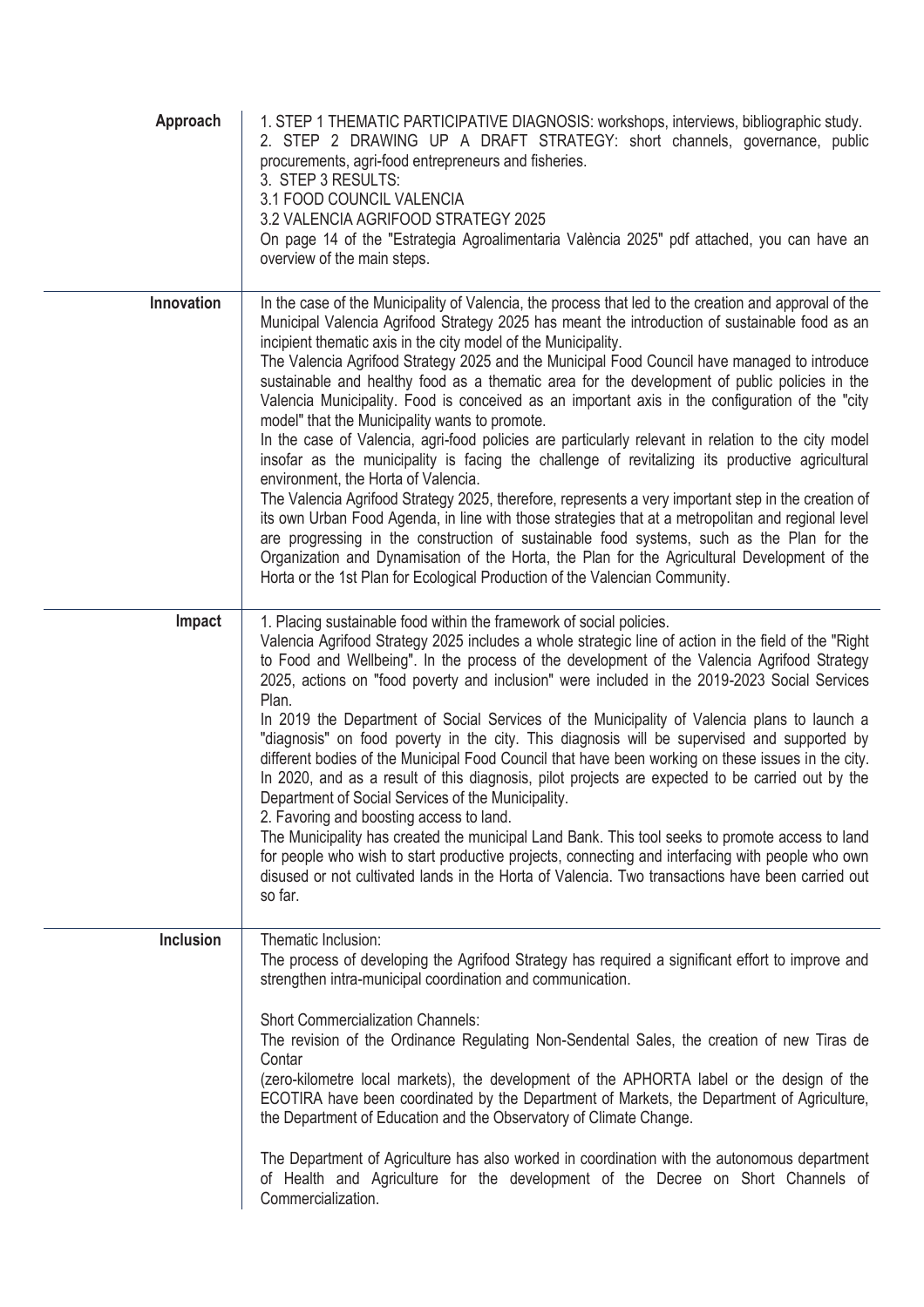| | |
|---|---|
| **Approach** | 1. STEP 1 THEMATIC PARTICIPATIVE DIAGNOSIS: workshops, interviews, bibliographic study.<br>2. STEP 2 DRAWING UP A DRAFT STRATEGY: short channels, governance, public procurements, agri-food entrepreneurs and fisheries.<br>3. STEP 3 RESULTS:<br>3.1 FOOD COUNCIL VALENCIA<br>3.2 VALENCIA AGRIFOOD STRATEGY 2025<br>On page 14 of the "Estrategia Agroalimentaria València 2025" pdf attached, you can have an overview of the main steps. |
| **Innovation** | In the case of the Municipality of Valencia, the process that led to the creation and approval of the Municipal Valencia Agrifood Strategy 2025 has meant the introduction of sustainable food as an incipient thematic axis in the city model of the Municipality.<br>The Valencia Agrifood Strategy 2025 and the Municipal Food Council have managed to introduce sustainable and healthy food as a thematic area for the development of public policies in the Valencia Municipality. Food is conceived as an important axis in the configuration of the "city model" that the Municipality wants to promote.<br>In the case of Valencia, agri-food policies are particularly relevant in relation to the city model insofar as the municipality is facing the challenge of revitalizing its productive agricultural environment, the Horta of Valencia.<br>The Valencia Agrifood Strategy 2025, therefore, represents a very important step in the creation of its own Urban Food Agenda, in line with those strategies that at a metropolitan and regional level are progressing in the construction of sustainable food systems, such as the Plan for the Organization and Dynamisation of the Horta, the Plan for the Agricultural Development of the Horta or the 1st Plan for Ecological Production of the Valencian Community. |
| **Impact** | 1. Placing sustainable food within the framework of social policies.<br>Valencia Agrifood Strategy 2025 includes a whole strategic line of action in the field of the "Right to Food and Wellbeing". In the process of the development of the Valencia Agrifood Strategy 2025, actions on "food poverty and inclusion" were included in the 2019-2023 Social Services Plan.<br>In 2019 the Department of Social Services of the Municipality of Valencia plans to launch a "diagnosis" on food poverty in the city. This diagnosis will be supervised and supported by different bodies of the Municipal Food Council that have been working on these issues in the city. In 2020, and as a result of this diagnosis, pilot projects are expected to be carried out by the Department of Social Services of the Municipality.<br>2. Favoring and boosting access to land.<br>The Municipality has created the municipal Land Bank. This tool seeks to promote access to land for people who wish to start productive projects, connecting and interfacing with people who own disused or not cultivated lands in the Horta of Valencia. Two transactions have been carried out so far. |
| **Inclusion** | Thematic Inclusion:<br>The process of developing the Agrifood Strategy has required a significant effort to improve and strengthen intra-municipal coordination and communication.<br><br>Short Commercialization Channels:<br>The revision of the Ordinance Regulating Non-Sendental Sales, the creation of new Tiras de Contar<br>(zero-kilometre local markets), the development of the APHORTA label or the design of the ECOTIRA have been coordinated by the Department of Markets, the Department of Agriculture, the Department of Education and the Observatory of Climate Change.<br><br>The Department of Agriculture has also worked in coordination with the autonomous department of Health and Agriculture for the development of the Decree on Short Channels of Commercialization. |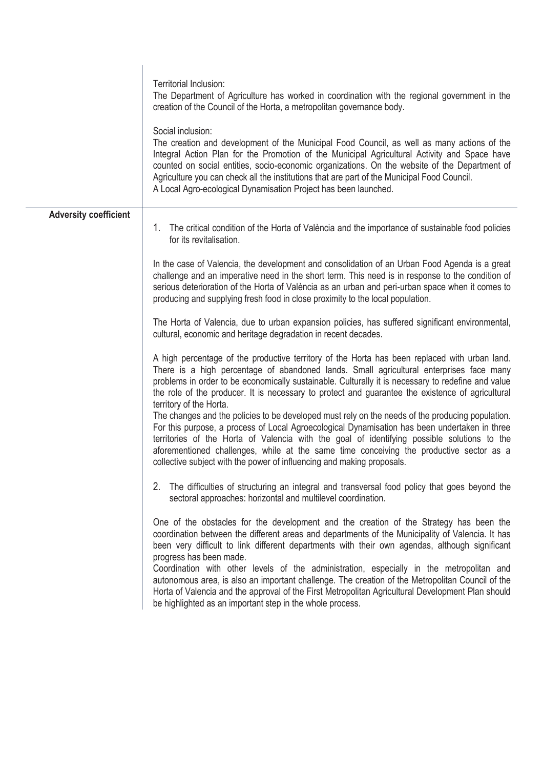| | |
|---|---|
| | Territorial Inclusion:<br>The Department of Agriculture has worked in coordination with the regional government in the creation of the Council of the Horta, a metropolitan governance body.<br><br>Social inclusion:<br>The creation and development of the Municipal Food Council, as well as many actions of the Integral Action Plan for the Promotion of the Municipal Agricultural Activity and Space have counted on social entities, socio-economic organizations. On the website of the Department of Agriculture you can check all the institutions that are part of the Municipal Food Council.<br>A Local Agro-ecological Dynamisation Project has been launched. |
| **Adversity coefficient** | 1. The critical condition of the Horta of València and the importance of sustainable food policies for its revitalisation.<br><br>In the case of Valencia, the development and consolidation of an Urban Food Agenda is a great challenge and an imperative need in the short term. This need is in response to the condition of serious deterioration of the Horta of València as an urban and peri-urban space when it comes to producing and supplying fresh food in close proximity to the local population.<br><br>The Horta of Valencia, due to urban expansion policies, has suffered significant environmental, cultural, economic and heritage degradation in recent decades.<br><br>A high percentage of the productive territory of the Horta has been replaced with urban land. There is a high percentage of abandoned lands. Small agricultural enterprises face many problems in order to be economically sustainable. Culturally it is necessary to redefine and value the role of the producer. It is necessary to protect and guarantee the existence of agricultural territory of the Horta.<br>The changes and the policies to be developed must rely on the needs of the producing population. For this purpose, a process of Local Agroecological Dynamisation has been undertaken in three territories of the Horta of Valencia with the goal of identifying possible solutions to the aforementioned challenges, while at the same time conceiving the productive sector as a collective subject with the power of influencing and making proposals.<br><br>2. The difficulties of structuring an integral and transversal food policy that goes beyond the sectoral approaches: horizontal and multilevel coordination.<br><br>One of the obstacles for the development and the creation of the Strategy has been the coordination between the different areas and departments of the Municipality of Valencia. It has been very difficult to link different departments with their own agendas, although significant progress has been made.<br>Coordination with other levels of the administration, especially in the metropolitan and autonomous area, is also an important challenge. The creation of the Metropolitan Council of the Horta of Valencia and the approval of the First Metropolitan Agricultural Development Plan should be highlighted as an important step in the whole process. |